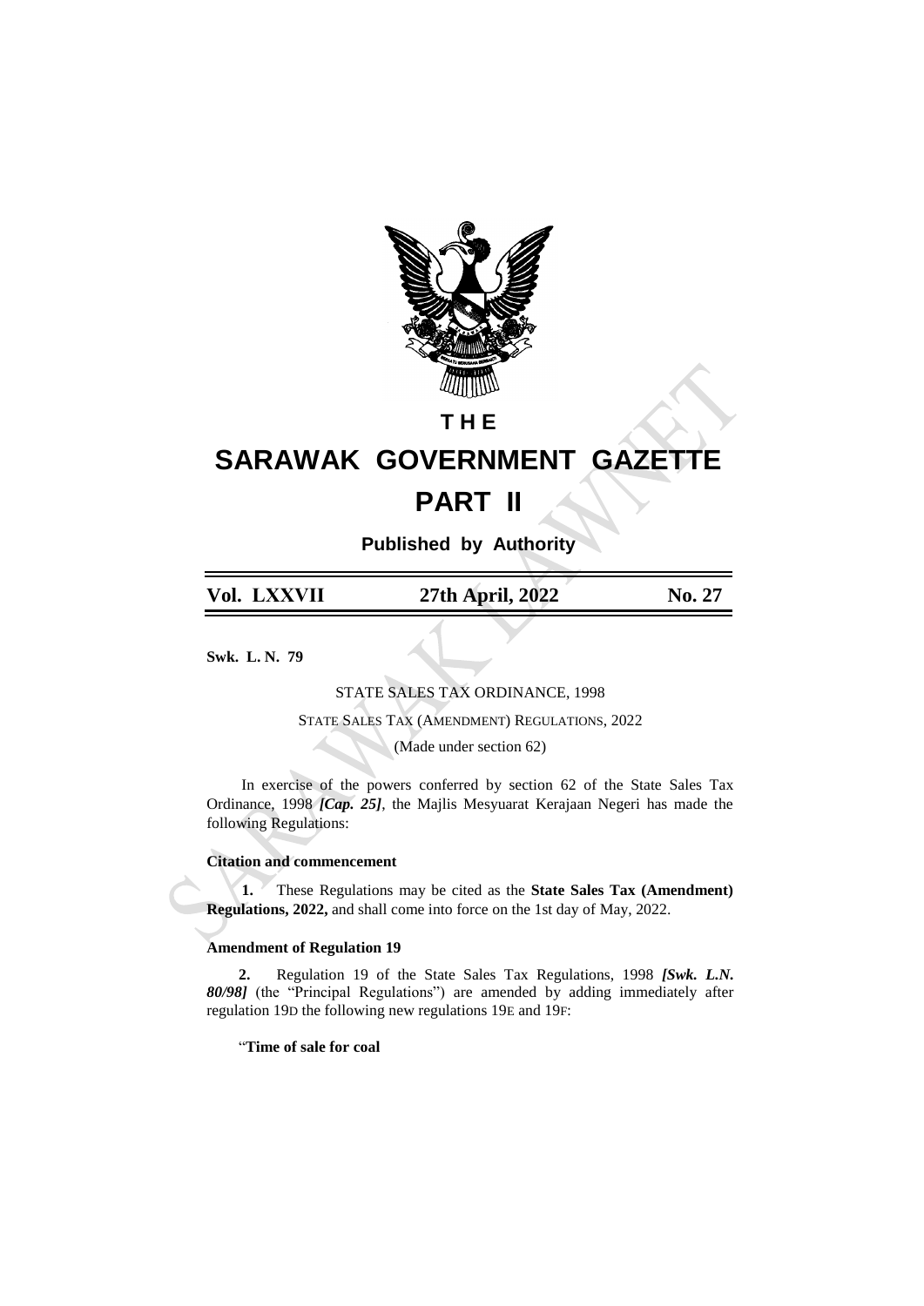# THE

# SARAWAK GOVERNMENT GAZETTE

# PART II

**Published by Authority**

| Vol. LXXVII | 27th April, 2022 | No. 27 |
|---|---|---|

**Swk. L. N. 79**

STATE SALES TAX ORDINANCE, 1998

STATE SALES TAX (AMENDMENT) REGULATIONS, 2022

(Made under section 62)

In exercise of the powers conferred by section 62 of the State Sales Tax Ordinance, 1998 ***[Cap. 25]***, the Majlis Mesyuarat Kerajaan Negeri has made the following Regulations:

**Citation and commencement**

**1.** These Regulations may be cited as the **State Sales Tax (Amendment) Regulations, 2022,** and shall come into force on the 1st day of May, 2022.

**Amendment of Regulation 19**

**2.** Regulation 19 of the State Sales Tax Regulations, 1998 ***[Swk. L.N. 80/98]*** (the "Principal Regulations") are amended by adding immediately after regulation 19D the following new regulations 19E and 19F:

"**Time of sale for coal**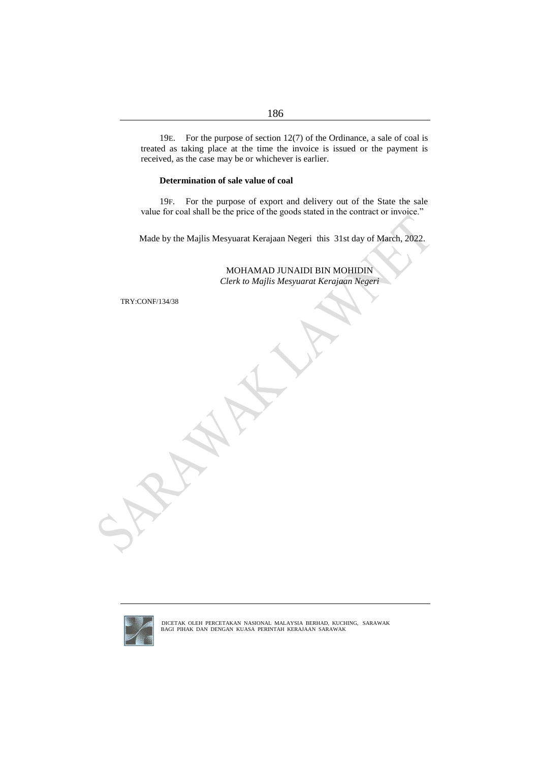19E. For the purpose of section 12(7) of the Ordinance, a sale of coal is treated as taking place at the time the invoice is issued or the payment is received, as the case may be or whichever is earlier.

**Determination of sale value of coal**

19F. For the purpose of export and delivery out of the State the sale value for coal shall be the price of the goods stated in the contract or invoice."

Made by the Majlis Mesyuarat Kerajaan Negeri this 31st day of March, 2022.

MOHAMAD JUNAIDI BIN MOHIDIN
*Clerk to Majlis Mesyuarat Kerajaan Negeri*

TRY:CONF/134/38

DICETAK OLEH PERCETAKAN NASIONAL MALAYSIA BERHAD, KUCHING, SARAWAK
BAGI PIHAK DAN DENGAN KUASA PERINTAH KERAJAAN SARAWAK